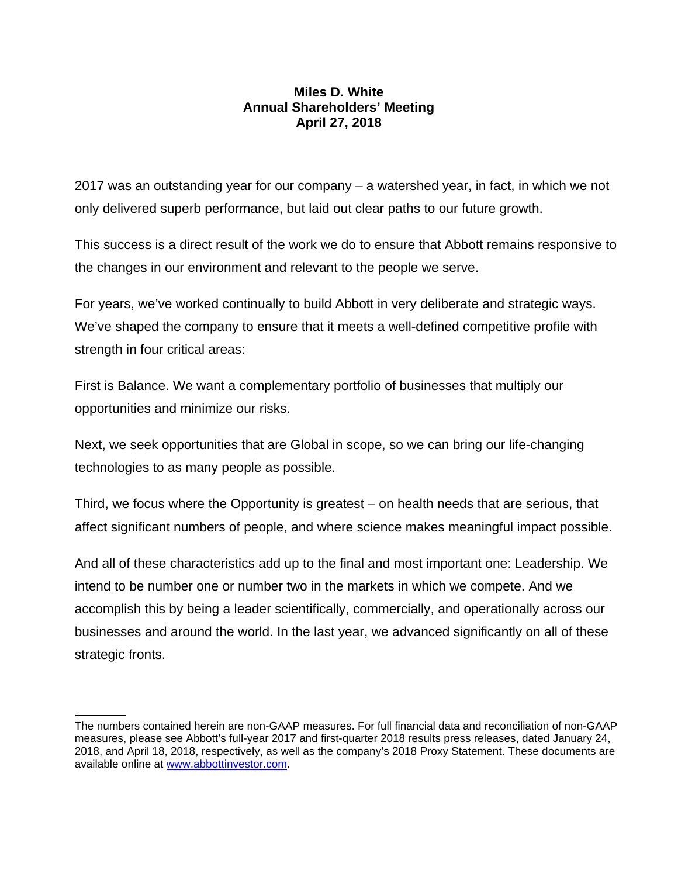**Miles D. White**
**Annual Shareholders' Meeting**
**April 27, 2018**

2017 was an outstanding year for our company – a watershed year, in fact, in which we not only delivered superb performance, but laid out clear paths to our future growth.

This success is a direct result of the work we do to ensure that Abbott remains responsive to the changes in our environment and relevant to the people we serve.

For years, we've worked continually to build Abbott in very deliberate and strategic ways. We've shaped the company to ensure that it meets a well-defined competitive profile with strength in four critical areas:

First is Balance. We want a complementary portfolio of businesses that multiply our opportunities and minimize our risks.

Next, we seek opportunities that are Global in scope, so we can bring our life-changing technologies to as many people as possible.

Third, we focus where the Opportunity is greatest – on health needs that are serious, that affect significant numbers of people, and where science makes meaningful impact possible.

And all of these characteristics add up to the final and most important one: Leadership. We intend to be number one or number two in the markets in which we compete. And we accomplish this by being a leader scientifically, commercially, and operationally across our businesses and around the world. In the last year, we advanced significantly on all of these strategic fronts.

---

The numbers contained herein are non-GAAP measures. For full financial data and reconciliation of non-GAAP measures, please see Abbott's full-year 2017 and first-quarter 2018 results press releases, dated January 24, 2018, and April 18, 2018, respectively, as well as the company's 2018 Proxy Statement. These documents are available online at [www.abbottinvestor.com](http://www.abbottinvestor.com).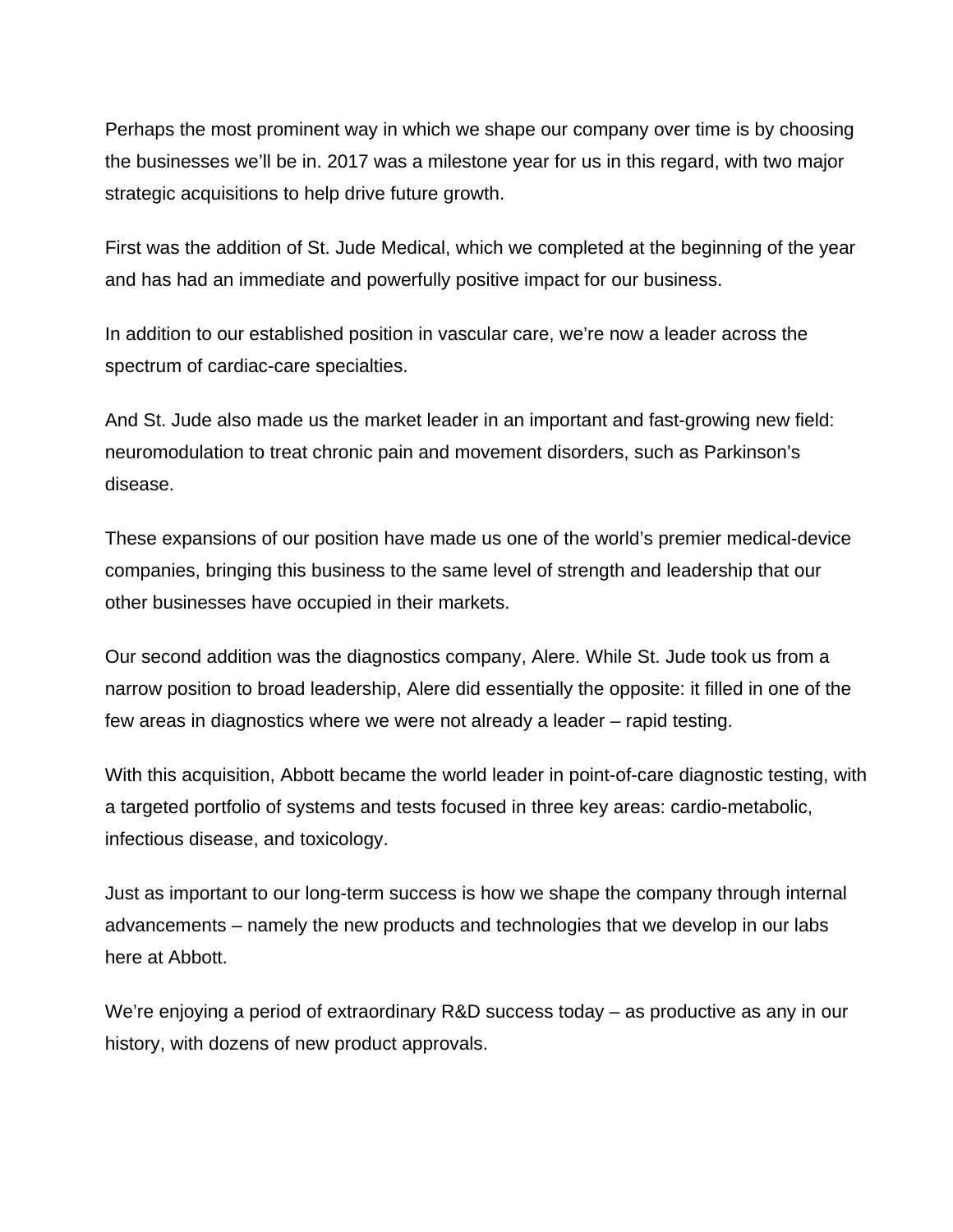Perhaps the most prominent way in which we shape our company over time is by choosing the businesses we'll be in. 2017 was a milestone year for us in this regard, with two major strategic acquisitions to help drive future growth.

First was the addition of St. Jude Medical, which we completed at the beginning of the year and has had an immediate and powerfully positive impact for our business.

In addition to our established position in vascular care, we're now a leader across the spectrum of cardiac-care specialties.

And St. Jude also made us the market leader in an important and fast-growing new field: neuromodulation to treat chronic pain and movement disorders, such as Parkinson's disease.

These expansions of our position have made us one of the world's premier medical-device companies, bringing this business to the same level of strength and leadership that our other businesses have occupied in their markets.

Our second addition was the diagnostics company, Alere. While St. Jude took us from a narrow position to broad leadership, Alere did essentially the opposite: it filled in one of the few areas in diagnostics where we were not already a leader – rapid testing.

With this acquisition, Abbott became the world leader in point-of-care diagnostic testing, with a targeted portfolio of systems and tests focused in three key areas: cardio-metabolic, infectious disease, and toxicology.

Just as important to our long-term success is how we shape the company through internal advancements – namely the new products and technologies that we develop in our labs here at Abbott.

We're enjoying a period of extraordinary R&D success today – as productive as any in our history, with dozens of new product approvals.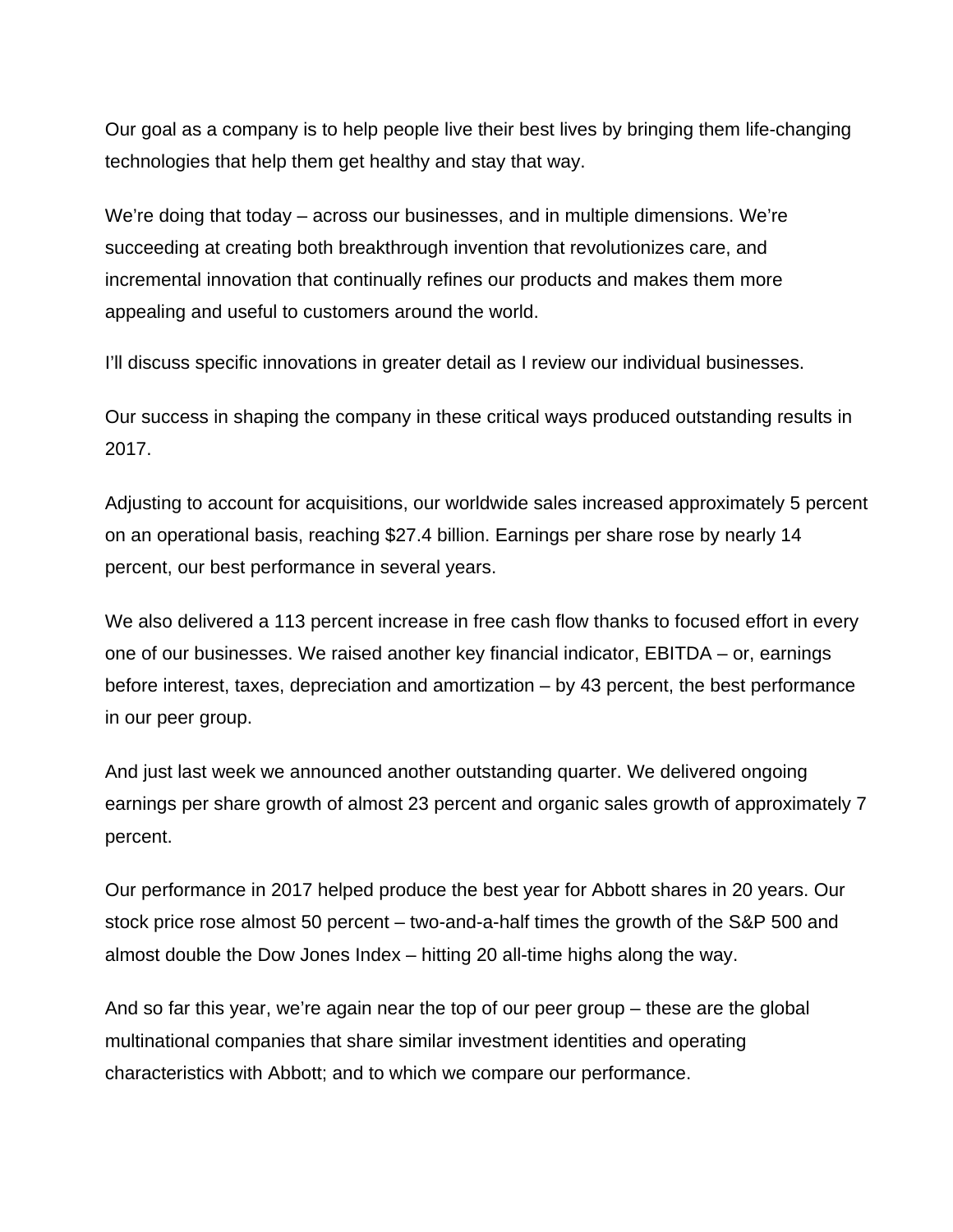Our goal as a company is to help people live their best lives by bringing them life-changing technologies that help them get healthy and stay that way.

We're doing that today – across our businesses, and in multiple dimensions. We're succeeding at creating both breakthrough invention that revolutionizes care, and incremental innovation that continually refines our products and makes them more appealing and useful to customers around the world.

I'll discuss specific innovations in greater detail as I review our individual businesses.

Our success in shaping the company in these critical ways produced outstanding results in 2017.

Adjusting to account for acquisitions, our worldwide sales increased approximately 5 percent on an operational basis, reaching $27.4 billion. Earnings per share rose by nearly 14 percent, our best performance in several years.

We also delivered a 113 percent increase in free cash flow thanks to focused effort in every one of our businesses. We raised another key financial indicator, EBITDA – or, earnings before interest, taxes, depreciation and amortization – by 43 percent, the best performance in our peer group.

And just last week we announced another outstanding quarter. We delivered ongoing earnings per share growth of almost 23 percent and organic sales growth of approximately 7 percent.

Our performance in 2017 helped produce the best year for Abbott shares in 20 years. Our stock price rose almost 50 percent – two-and-a-half times the growth of the S&P 500 and almost double the Dow Jones Index – hitting 20 all-time highs along the way.

And so far this year, we're again near the top of our peer group – these are the global multinational companies that share similar investment identities and operating characteristics with Abbott; and to which we compare our performance.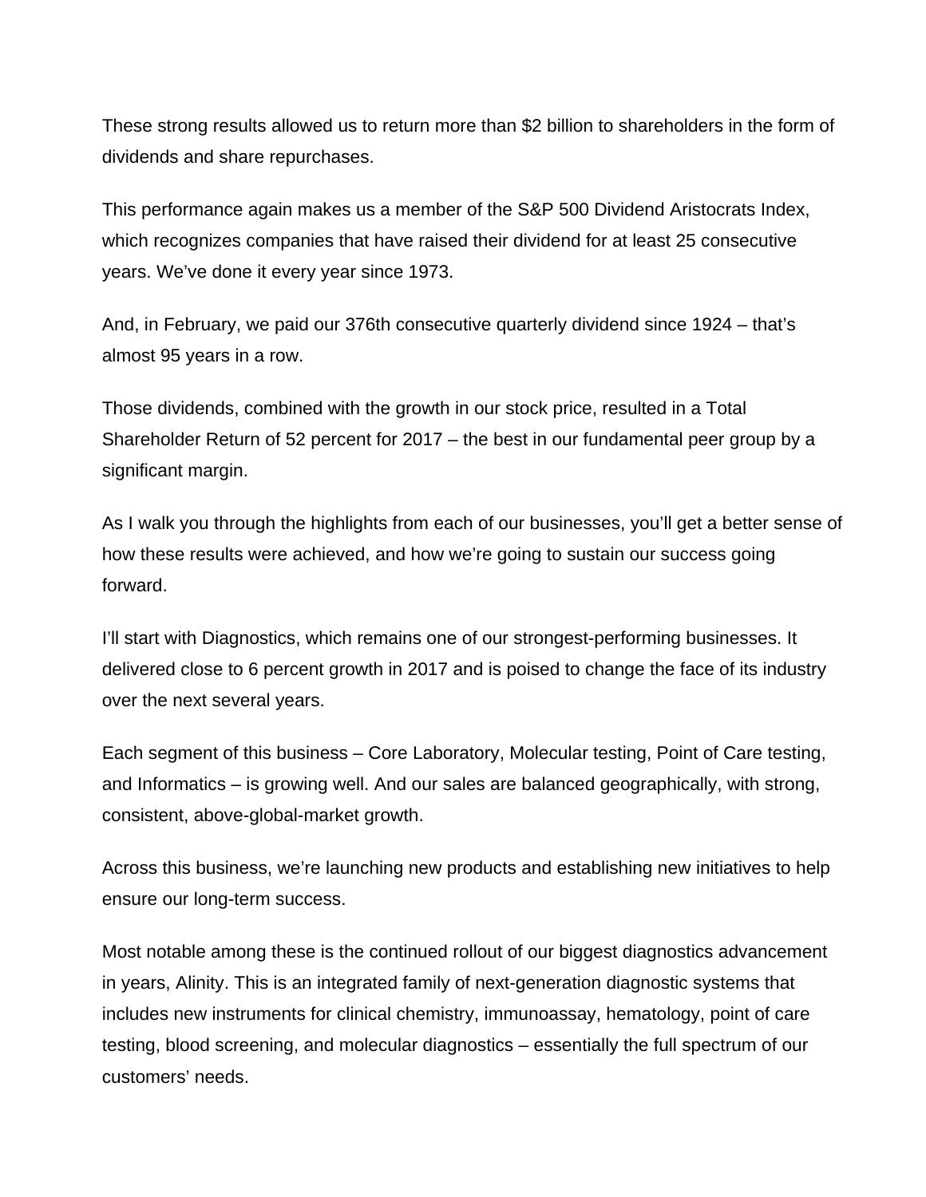These strong results allowed us to return more than $2 billion to shareholders in the form of dividends and share repurchases.

This performance again makes us a member of the S&P 500 Dividend Aristocrats Index, which recognizes companies that have raised their dividend for at least 25 consecutive years. We've done it every year since 1973.

And, in February, we paid our 376th consecutive quarterly dividend since 1924 – that's almost 95 years in a row.

Those dividends, combined with the growth in our stock price, resulted in a Total Shareholder Return of 52 percent for 2017 – the best in our fundamental peer group by a significant margin.

As I walk you through the highlights from each of our businesses, you'll get a better sense of how these results were achieved, and how we're going to sustain our success going forward.

I'll start with Diagnostics, which remains one of our strongest-performing businesses. It delivered close to 6 percent growth in 2017 and is poised to change the face of its industry over the next several years.

Each segment of this business – Core Laboratory, Molecular testing, Point of Care testing, and Informatics – is growing well. And our sales are balanced geographically, with strong, consistent, above-global-market growth.

Across this business, we're launching new products and establishing new initiatives to help ensure our long-term success.

Most notable among these is the continued rollout of our biggest diagnostics advancement in years, Alinity. This is an integrated family of next-generation diagnostic systems that includes new instruments for clinical chemistry, immunoassay, hematology, point of care testing, blood screening, and molecular diagnostics – essentially the full spectrum of our customers' needs.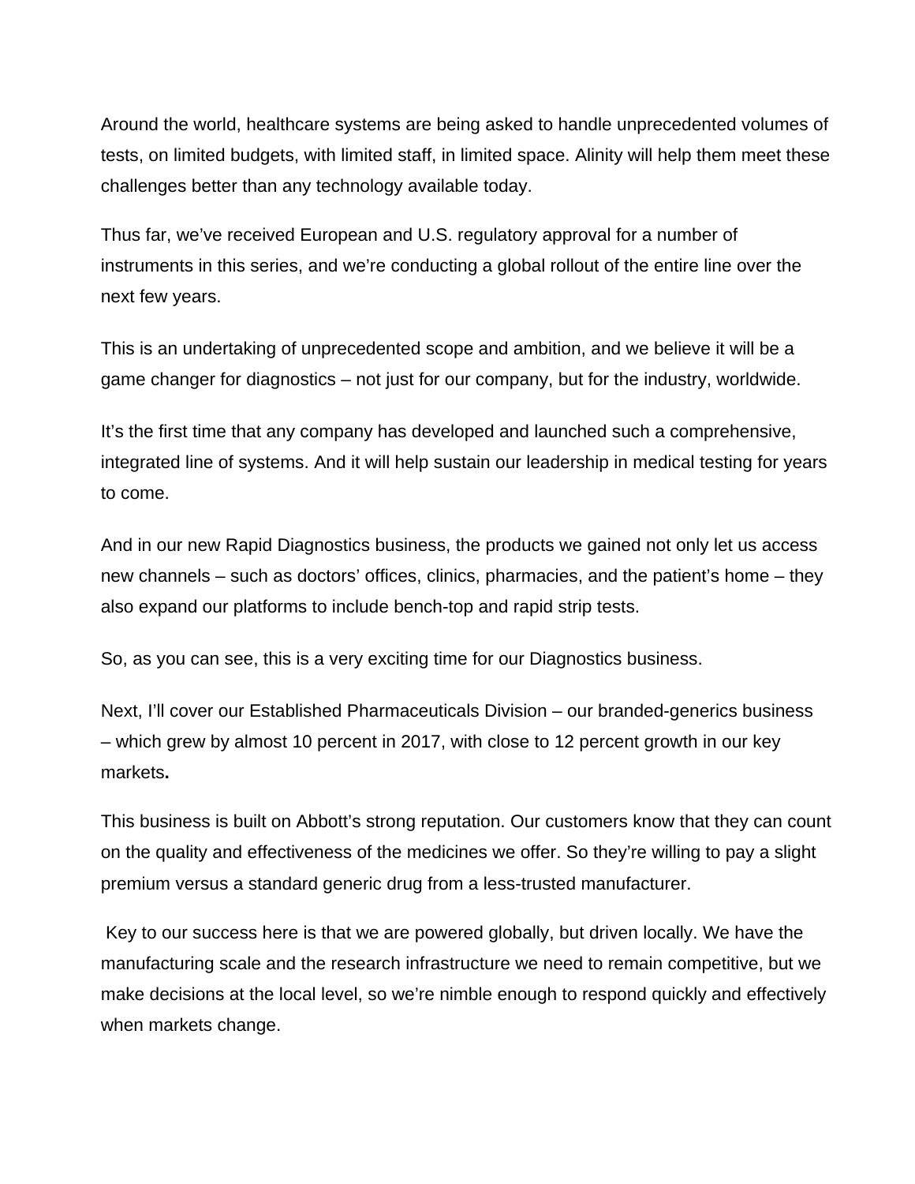Around the world, healthcare systems are being asked to handle unprecedented volumes of tests, on limited budgets, with limited staff, in limited space. Alinity will help them meet these challenges better than any technology available today.

Thus far, we've received European and U.S. regulatory approval for a number of instruments in this series, and we're conducting a global rollout of the entire line over the next few years.

This is an undertaking of unprecedented scope and ambition, and we believe it will be a game changer for diagnostics – not just for our company, but for the industry, worldwide.

It's the first time that any company has developed and launched such a comprehensive, integrated line of systems. And it will help sustain our leadership in medical testing for years to come.

And in our new Rapid Diagnostics business, the products we gained not only let us access new channels – such as doctors' offices, clinics, pharmacies, and the patient's home – they also expand our platforms to include bench-top and rapid strip tests.

So, as you can see, this is a very exciting time for our Diagnostics business.

Next, I'll cover our Established Pharmaceuticals Division – our branded-generics business – which grew by almost 10 percent in 2017, with close to 12 percent growth in our key markets**.**

This business is built on Abbott's strong reputation. Our customers know that they can count on the quality and effectiveness of the medicines we offer. So they're willing to pay a slight premium versus a standard generic drug from a less-trusted manufacturer.

Key to our success here is that we are powered globally, but driven locally. We have the manufacturing scale and the research infrastructure we need to remain competitive, but we make decisions at the local level, so we're nimble enough to respond quickly and effectively when markets change.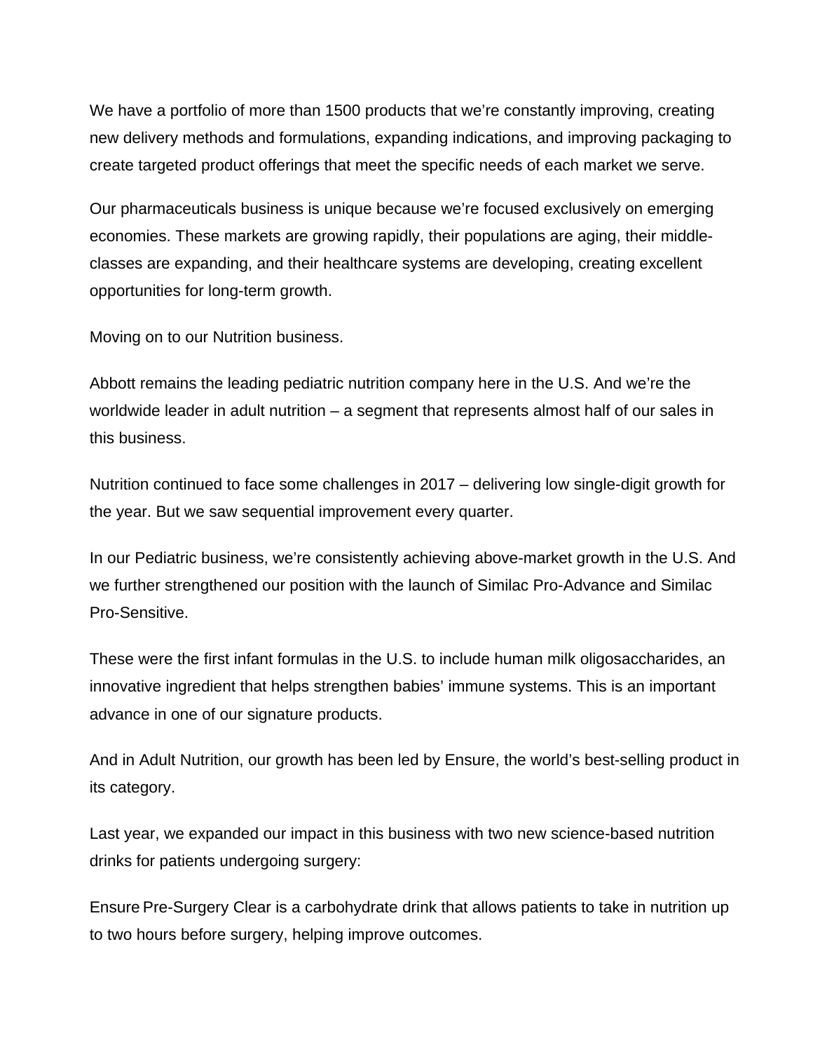We have a portfolio of more than 1500 products that we're constantly improving, creating new delivery methods and formulations, expanding indications, and improving packaging to create targeted product offerings that meet the specific needs of each market we serve.

Our pharmaceuticals business is unique because we're focused exclusively on emerging economies. These markets are growing rapidly, their populations are aging, their middle-classes are expanding, and their healthcare systems are developing, creating excellent opportunities for long-term growth.

Moving on to our Nutrition business.

Abbott remains the leading pediatric nutrition company here in the U.S. And we're the worldwide leader in adult nutrition – a segment that represents almost half of our sales in this business.

Nutrition continued to face some challenges in 2017 – delivering low single-digit growth for the year. But we saw sequential improvement every quarter.

In our Pediatric business, we're consistently achieving above-market growth in the U.S. And we further strengthened our position with the launch of Similac Pro-Advance and Similac Pro-Sensitive.

These were the first infant formulas in the U.S. to include human milk oligosaccharides, an innovative ingredient that helps strengthen babies' immune systems. This is an important advance in one of our signature products.

And in Adult Nutrition, our growth has been led by Ensure, the world's best-selling product in its category.

Last year, we expanded our impact in this business with two new science-based nutrition drinks for patients undergoing surgery:

Ensure Pre-Surgery Clear is a carbohydrate drink that allows patients to take in nutrition up to two hours before surgery, helping improve outcomes.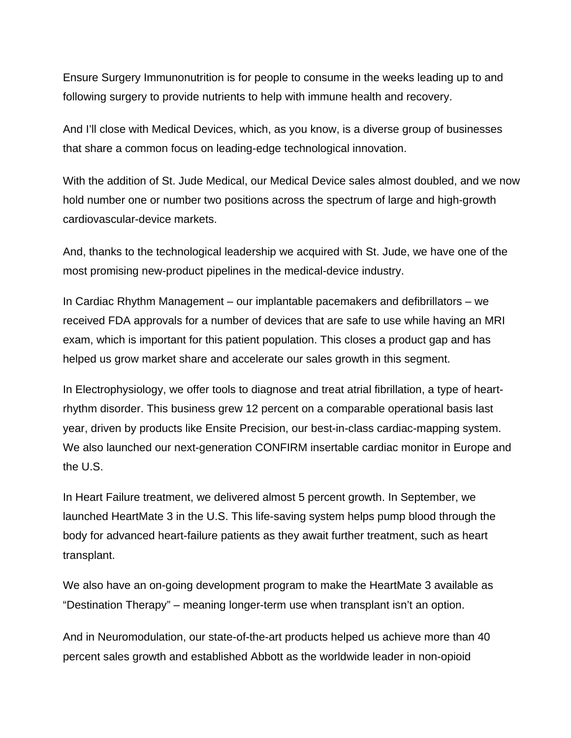Ensure Surgery Immunonutrition is for people to consume in the weeks leading up to and following surgery to provide nutrients to help with immune health and recovery.

And I'll close with Medical Devices, which, as you know, is a diverse group of businesses that share a common focus on leading-edge technological innovation.

With the addition of St. Jude Medical, our Medical Device sales almost doubled, and we now hold number one or number two positions across the spectrum of large and high-growth cardiovascular-device markets.

And, thanks to the technological leadership we acquired with St. Jude, we have one of the most promising new-product pipelines in the medical-device industry.

In Cardiac Rhythm Management – our implantable pacemakers and defibrillators – we received FDA approvals for a number of devices that are safe to use while having an MRI exam, which is important for this patient population. This closes a product gap and has helped us grow market share and accelerate our sales growth in this segment.

In Electrophysiology, we offer tools to diagnose and treat atrial fibrillation, a type of heart-rhythm disorder. This business grew 12 percent on a comparable operational basis last year, driven by products like Ensite Precision, our best-in-class cardiac-mapping system. We also launched our next-generation CONFIRM insertable cardiac monitor in Europe and the U.S.

In Heart Failure treatment, we delivered almost 5 percent growth. In September, we launched HeartMate 3 in the U.S. This life-saving system helps pump blood through the body for advanced heart-failure patients as they await further treatment, such as heart transplant.

We also have an on-going development program to make the HeartMate 3 available as "Destination Therapy" – meaning longer-term use when transplant isn't an option.

And in Neuromodulation, our state-of-the-art products helped us achieve more than 40 percent sales growth and established Abbott as the worldwide leader in non-opioid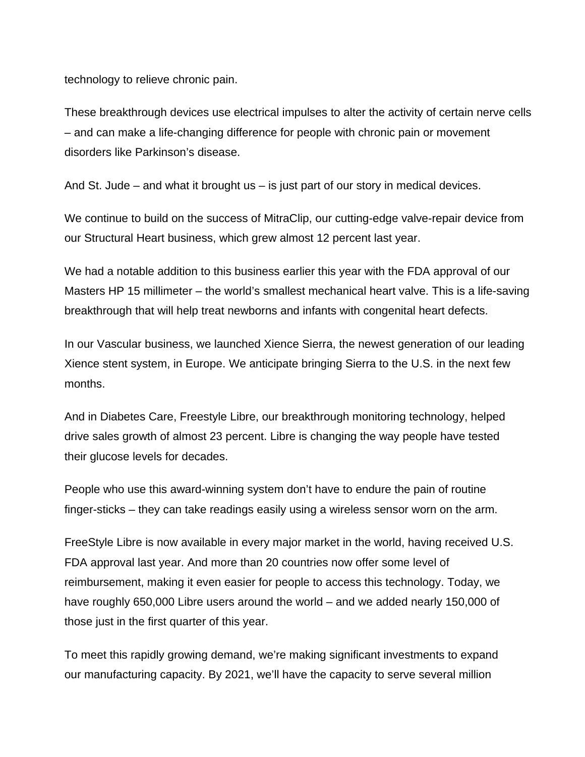technology to relieve chronic pain.

These breakthrough devices use electrical impulses to alter the activity of certain nerve cells – and can make a life-changing difference for people with chronic pain or movement disorders like Parkinson's disease.

And St. Jude – and what it brought us – is just part of our story in medical devices.

We continue to build on the success of MitraClip, our cutting-edge valve-repair device from our Structural Heart business, which grew almost 12 percent last year.

We had a notable addition to this business earlier this year with the FDA approval of our Masters HP 15 millimeter – the world's smallest mechanical heart valve. This is a life-saving breakthrough that will help treat newborns and infants with congenital heart defects.

In our Vascular business, we launched Xience Sierra, the newest generation of our leading Xience stent system, in Europe. We anticipate bringing Sierra to the U.S. in the next few months.

And in Diabetes Care, Freestyle Libre, our breakthrough monitoring technology, helped drive sales growth of almost 23 percent. Libre is changing the way people have tested their glucose levels for decades.

People who use this award-winning system don't have to endure the pain of routine finger-sticks – they can take readings easily using a wireless sensor worn on the arm.

FreeStyle Libre is now available in every major market in the world, having received U.S. FDA approval last year. And more than 20 countries now offer some level of reimbursement, making it even easier for people to access this technology. Today, we have roughly 650,000 Libre users around the world – and we added nearly 150,000 of those just in the first quarter of this year.

To meet this rapidly growing demand, we're making significant investments to expand our manufacturing capacity. By 2021, we'll have the capacity to serve several million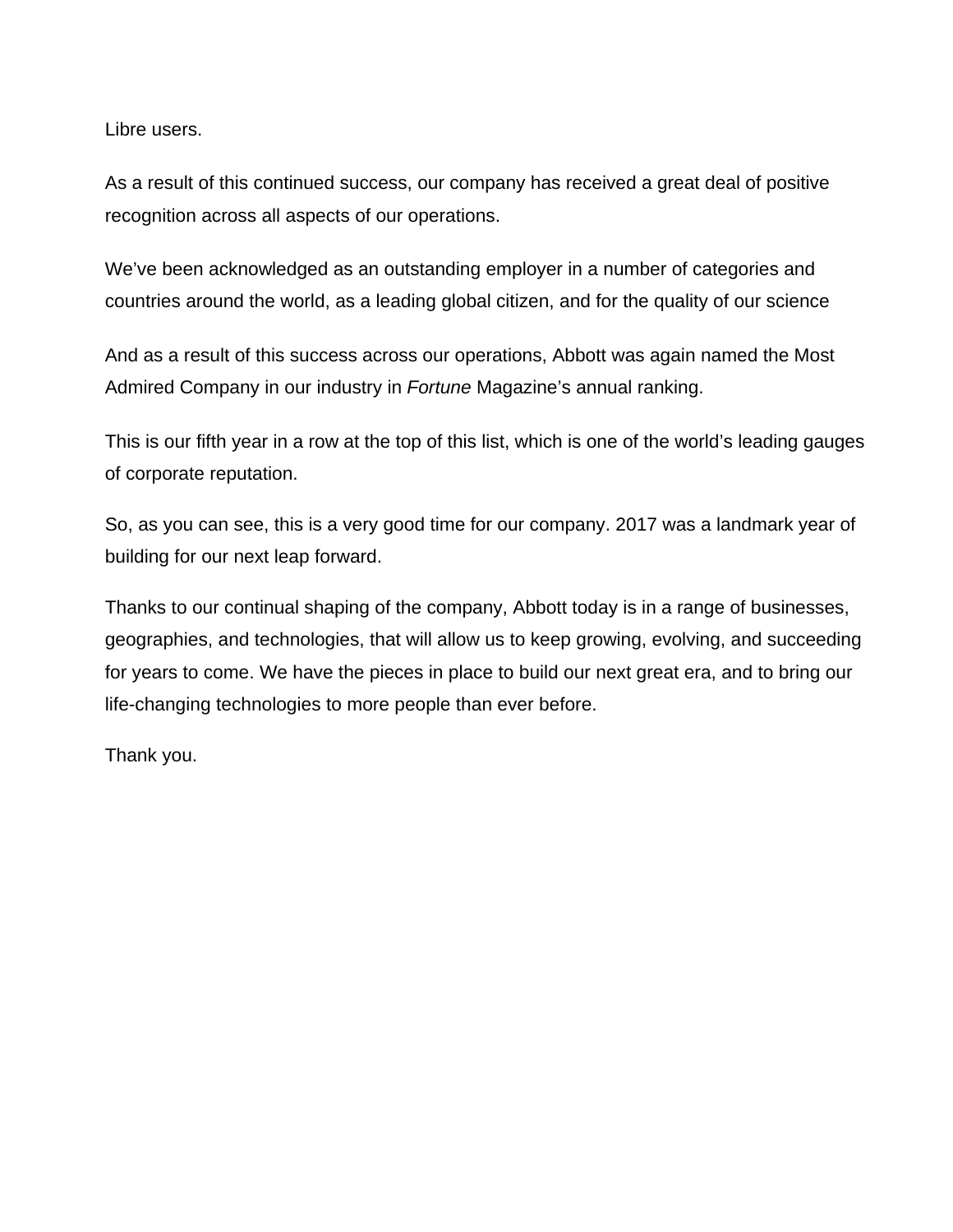Libre users.

As a result of this continued success, our company has received a great deal of positive recognition across all aspects of our operations.

We've been acknowledged as an outstanding employer in a number of categories and countries around the world, as a leading global citizen, and for the quality of our science

And as a result of this success across our operations, Abbott was again named the Most Admired Company in our industry in *Fortune* Magazine's annual ranking.

This is our fifth year in a row at the top of this list, which is one of the world's leading gauges of corporate reputation.

So, as you can see, this is a very good time for our company. 2017 was a landmark year of building for our next leap forward.

Thanks to our continual shaping of the company, Abbott today is in a range of businesses, geographies, and technologies, that will allow us to keep growing, evolving, and succeeding for years to come. We have the pieces in place to build our next great era, and to bring our life-changing technologies to more people than ever before.

Thank you.